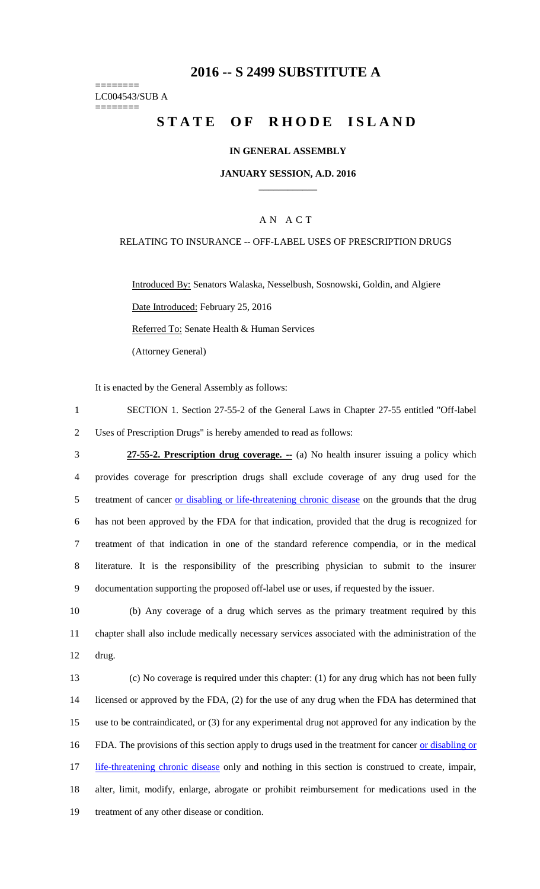# 2016 -- S 2499 SUBSTITUTE A

========
LC004543/SUB A
========

# STATE OF RHODE ISLAND

## IN GENERAL ASSEMBLY

## JANUARY SESSION, A.D. 2016

---

### A N A C T

### RELATING TO INSURANCE -- OFF-LABEL USES OF PRESCRIPTION DRUGS

Introduced By: Senators Walaska, Nesselbush, Sosnowski, Goldin, and Algiere

Date Introduced: February 25, 2016

Referred To: Senate Health & Human Services

(Attorney General)

It is enacted by the General Assembly as follows:

1 SECTION 1. Section 27-55-2 of the General Laws in Chapter 27-55 entitled "Off-label
2 Uses of Prescription Drugs" is hereby amended to read as follows:

3 **27-55-2. Prescription drug coverage. --** (a) No health insurer issuing a policy which
4 provides coverage for prescription drugs shall exclude coverage of any drug used for the
5 treatment of cancer or disabling or life-threatening chronic disease on the grounds that the drug
6 has not been approved by the FDA for that indication, provided that the drug is recognized for
7 treatment of that indication in one of the standard reference compendia, or in the medical
8 literature. It is the responsibility of the prescribing physician to submit to the insurer
9 documentation supporting the proposed off-label use or uses, if requested by the issuer.

10 (b) Any coverage of a drug which serves as the primary treatment required by this
11 chapter shall also include medically necessary services associated with the administration of the
12 drug.

13 (c) No coverage is required under this chapter: (1) for any drug which has not been fully
14 licensed or approved by the FDA, (2) for the use of any drug when the FDA has determined that
15 use to be contraindicated, or (3) for any experimental drug not approved for any indication by the
16 FDA. The provisions of this section apply to drugs used in the treatment for cancer or disabling or
17 life-threatening chronic disease only and nothing in this section is construed to create, impair,
18 alter, limit, modify, enlarge, abrogate or prohibit reimbursement for medications used in the
19 treatment of any other disease or condition.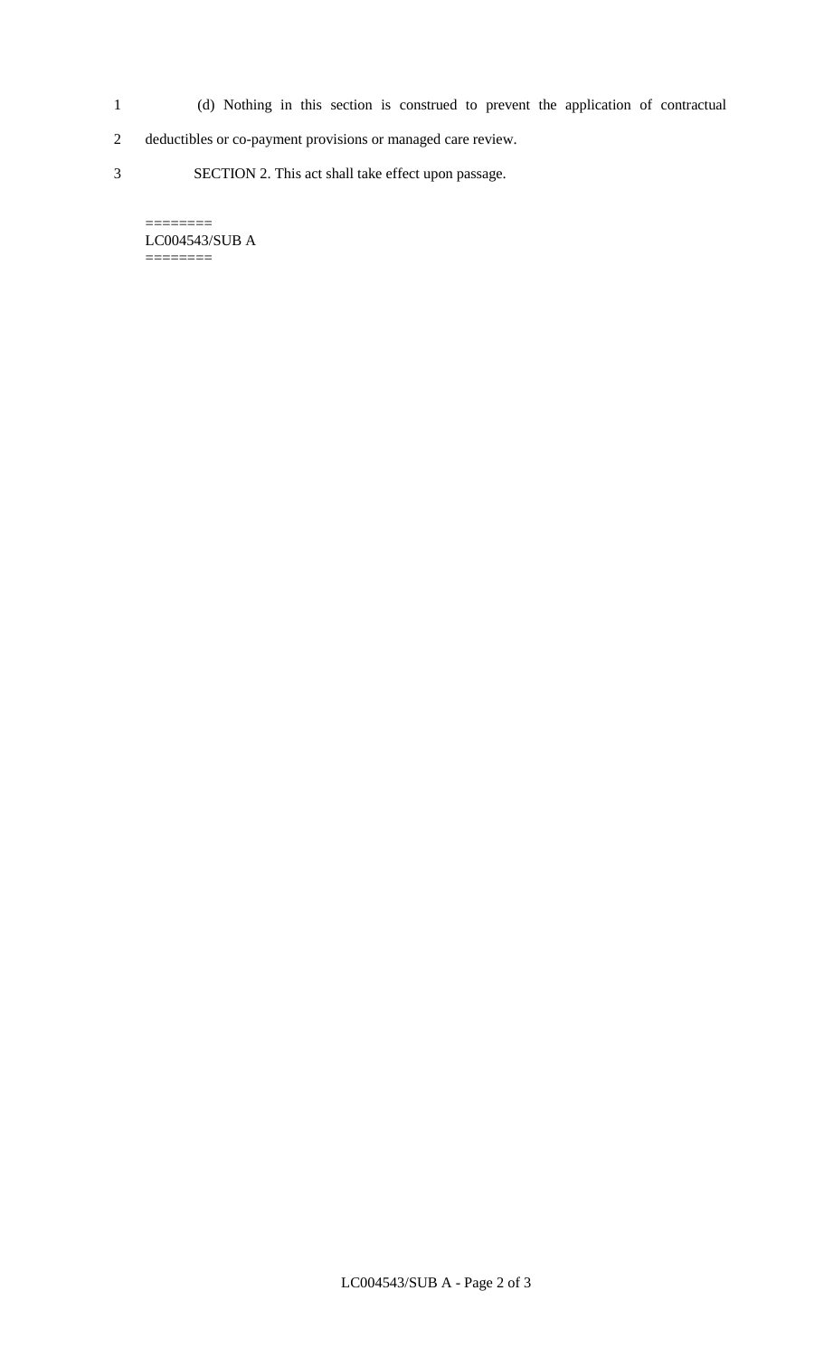(d) Nothing in this section is construed to prevent the application of contractual deductibles or co-payment provisions or managed care review.

SECTION 2. This act shall take effect upon passage.

========
LC004543/SUB A
========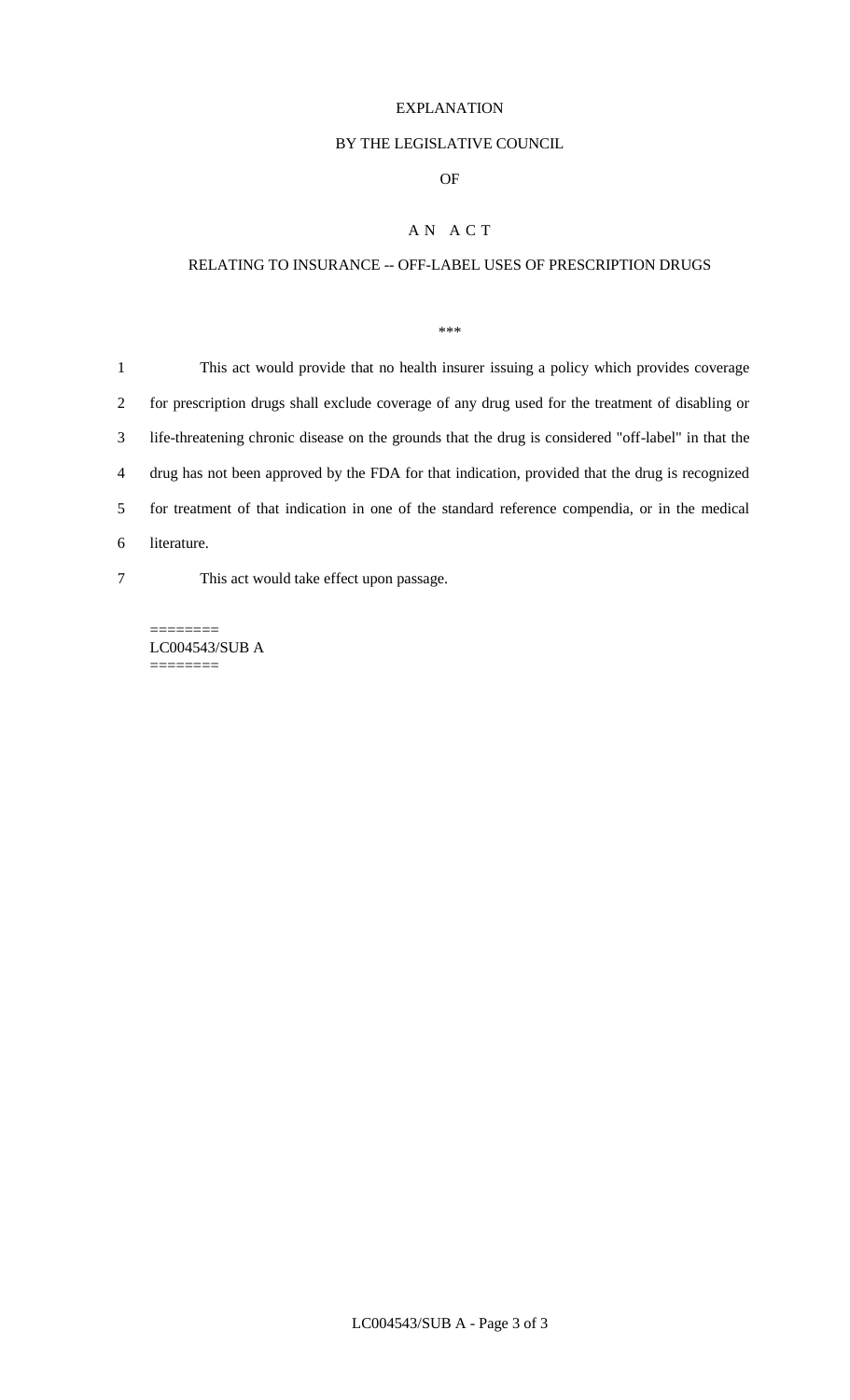EXPLANATION

BY THE LEGISLATIVE COUNCIL

OF

A N A C T

RELATING TO INSURANCE -- OFF-LABEL USES OF PRESCRIPTION DRUGS

\*\*\*

This act would provide that no health insurer issuing a policy which provides coverage for prescription drugs shall exclude coverage of any drug used for the treatment of disabling or life-threatening chronic disease on the grounds that the drug is considered "off-label" in that the drug has not been approved by the FDA for that indication, provided that the drug is recognized for treatment of that indication in one of the standard reference compendia, or in the medical literature.

This act would take effect upon passage.

========
LC004543/SUB A
========